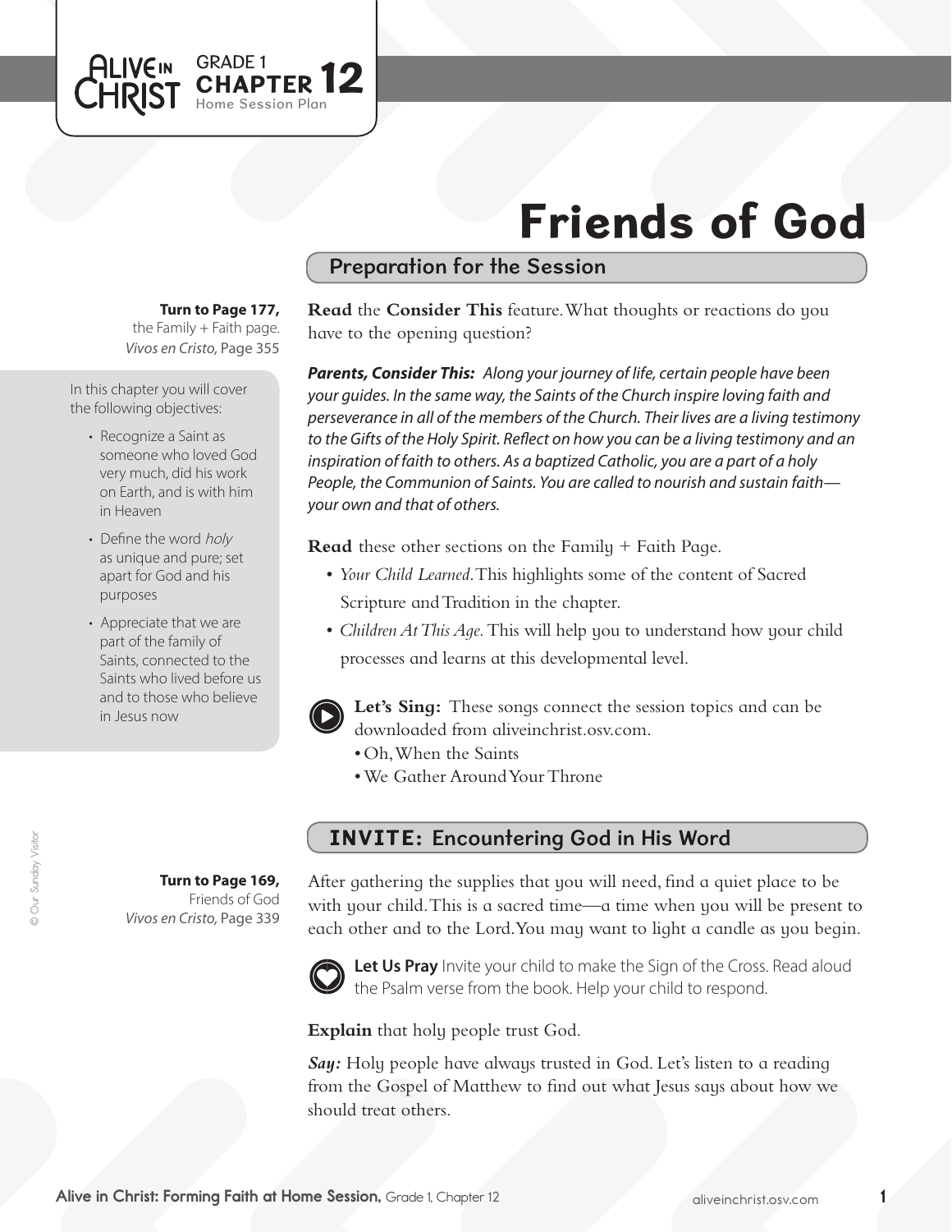GRADE 1 **CHAPTER 12** Home Session Plan

# Friends of God

## Preparation for the Session

**Turn to Page 177,** the Family + Faith page. *Vivos en Cristo,* Page 355

**Read** the **Consider This** feature. What thoughts or reactions do you have to the opening question?

***Parents, Consider This:*** *Along your journey of life, certain people have been your guides. In the same way, the Saints of the Church inspire loving faith and perseverance in all of the members of the Church. Their lives are a living testimony to the Gifts of the Holy Spirit. Reflect on how you can be a living testimony and an inspiration of faith to others. As a baptized Catholic, you are a part of a holy People, the Communion of Saints. You are called to nourish and sustain faith—your own and that of others.*

In this chapter you will cover the following objectives:

- Recognize a Saint as someone who loved God very much, did his work on Earth, and is with him in Heaven
- Define the word *holy* as unique and pure; set apart for God and his purposes
- Appreciate that we are part of the family of Saints, connected to the Saints who lived before us and to those who believe in Jesus now

**Read** these other sections on the Family + Faith Page.

- *Your Child Learned.* This highlights some of the content of Sacred Scripture and Tradition in the chapter.
- *Children At This Age.* This will help you to understand how your child processes and learns at this developmental level.

**Let's Sing:** These songs connect the session topics and can be downloaded from aliveinchrist.osv.com.

- Oh, When the Saints
- We Gather Around Your Throne

## INVITE: Encountering God in His Word

**Turn to Page 169,** Friends of God *Vivos en Cristo,* Page 339

After gathering the supplies that you will need, find a quiet place to be with your child. This is a sacred time—a time when you will be present to each other and to the Lord. You may want to light a candle as you begin.

**Let Us Pray** Invite your child to make the Sign of the Cross. Read aloud the Psalm verse from the book. Help your child to respond.

**Explain** that holy people trust God.

***Say:*** Holy people have always trusted in God. Let's listen to a reading from the Gospel of Matthew to find out what Jesus says about how we should treat others.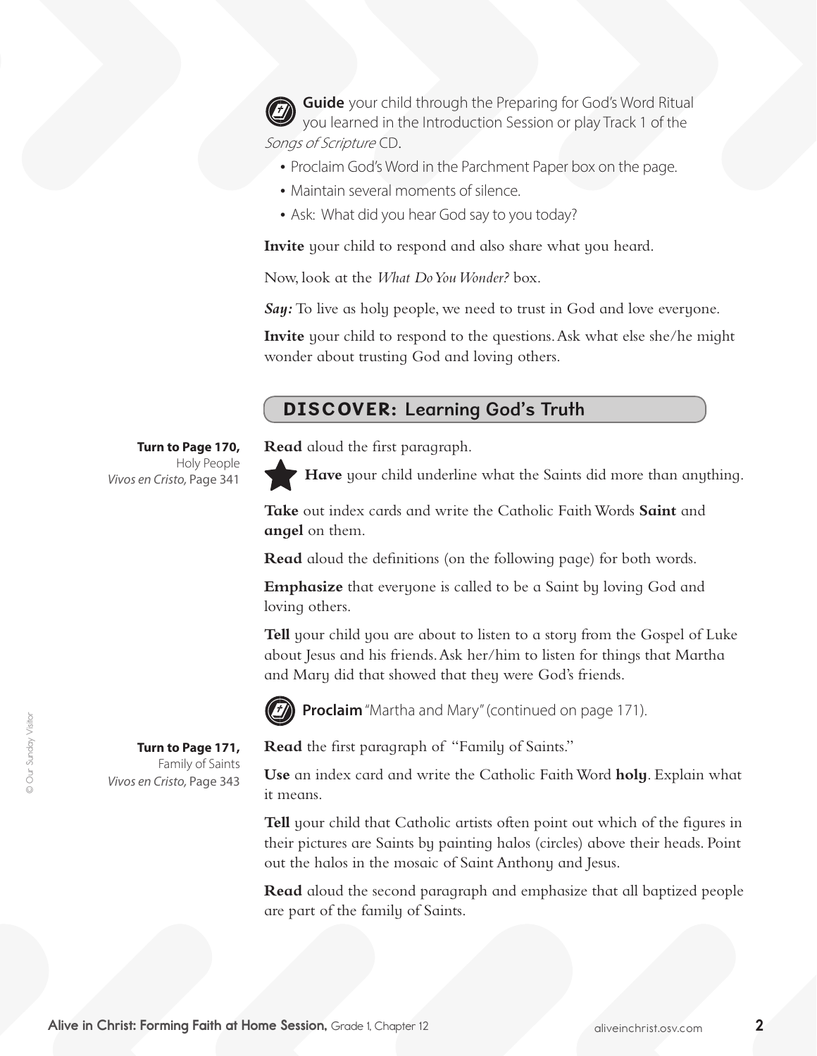**Guide** your child through the Preparing for God's Word Ritual you learned in the Introduction Session or play Track 1 of the *Songs of Scripture* CD.

- Proclaim God's Word in the Parchment Paper box on the page.
- Maintain several moments of silence.
- Ask: What did you hear God say to you today?

**Invite** your child to respond and also share what you heard.

Now, look at the *What Do You Wonder?* box.

***Say:*** To live as holy people, we need to trust in God and love everyone.

**Invite** your child to respond to the questions. Ask what else she/he might wonder about trusting God and loving others.

## DISCOVER: Learning God's Truth

**Turn to Page 170,**
Holy People
*Vivos en Cristo,* Page 341

**Read** aloud the first paragraph.

★ **Have** your child underline what the Saints did more than anything.

**Take** out index cards and write the Catholic Faith Words **Saint** and **angel** on them.

**Read** aloud the definitions (on the following page) for both words.

**Emphasize** that everyone is called to be a Saint by loving God and loving others.

**Tell** your child you are about to listen to a story from the Gospel of Luke about Jesus and his friends. Ask her/him to listen for things that Martha and Mary did that showed that they were God's friends.

**Proclaim** "Martha and Mary" (continued on page 171).

**Turn to Page 171,**
Family of Saints
*Vivos en Cristo,* Page 343

**Read** the first paragraph of "Family of Saints."

**Use** an index card and write the Catholic Faith Word **holy**. Explain what it means.

**Tell** your child that Catholic artists often point out which of the figures in their pictures are Saints by painting halos (circles) above their heads. Point out the halos in the mosaic of Saint Anthony and Jesus.

**Read** aloud the second paragraph and emphasize that all baptized people are part of the family of Saints.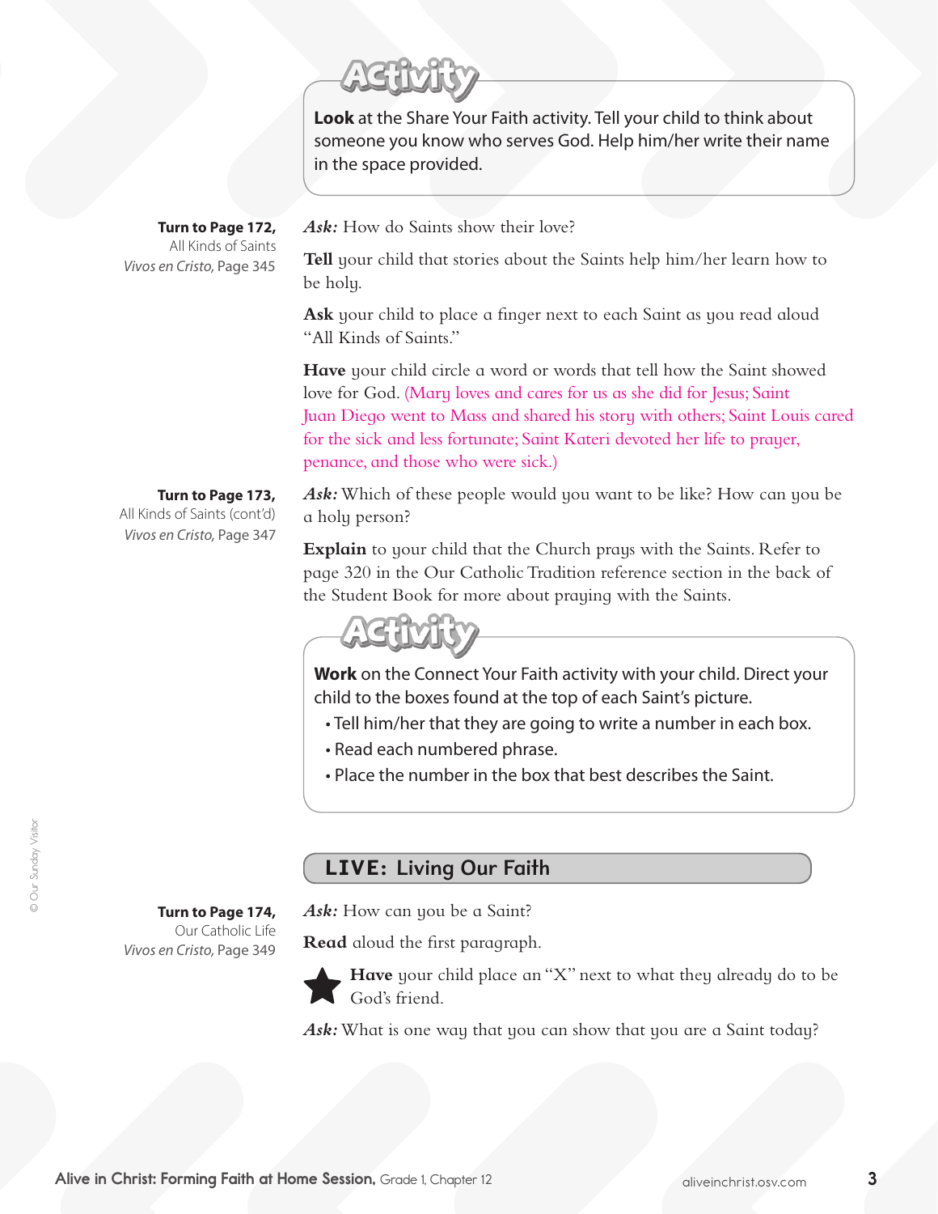## Activity

**Look** at the Share Your Faith activity. Tell your child to think about someone you know who serves God. Help him/her write their name in the space provided.

**Turn to Page 172,**
All Kinds of Saints
*Vivos en Cristo,* Page 345

***Ask:*** How do Saints show their love?

**Tell** your child that stories about the Saints help him/her learn how to be holy.

**Ask** your child to place a finger next to each Saint as you read aloud "All Kinds of Saints."

**Have** your child circle a word or words that tell how the Saint showed love for God. (Mary loves and cares for us as she did for Jesus; Saint Juan Diego went to Mass and shared his story with others; Saint Louis cared for the sick and less fortunate; Saint Kateri devoted her life to prayer, penance, and those who were sick.)

**Turn to Page 173,**
All Kinds of Saints (cont'd)
*Vivos en Cristo,* Page 347

***Ask:*** Which of these people would you want to be like? How can you be a holy person?

**Explain** to your child that the Church prays with the Saints. Refer to page 320 in the Our Catholic Tradition reference section in the back of the Student Book for more about praying with the Saints.

## Activity

**Work** on the Connect Your Faith activity with your child. Direct your child to the boxes found at the top of each Saint's picture.

- Tell him/her that they are going to write a number in each box.
- Read each numbered phrase.
- Place the number in the box that best describes the Saint.

## LIVE: Living Our Faith

**Turn to Page 174,**
Our Catholic Life
*Vivos en Cristo,* Page 349

***Ask:*** How can you be a Saint?

**Read** aloud the first paragraph.

★ **Have** your child place an "X" next to what they already do to be God's friend.

***Ask:*** What is one way that you can show that you are a Saint today?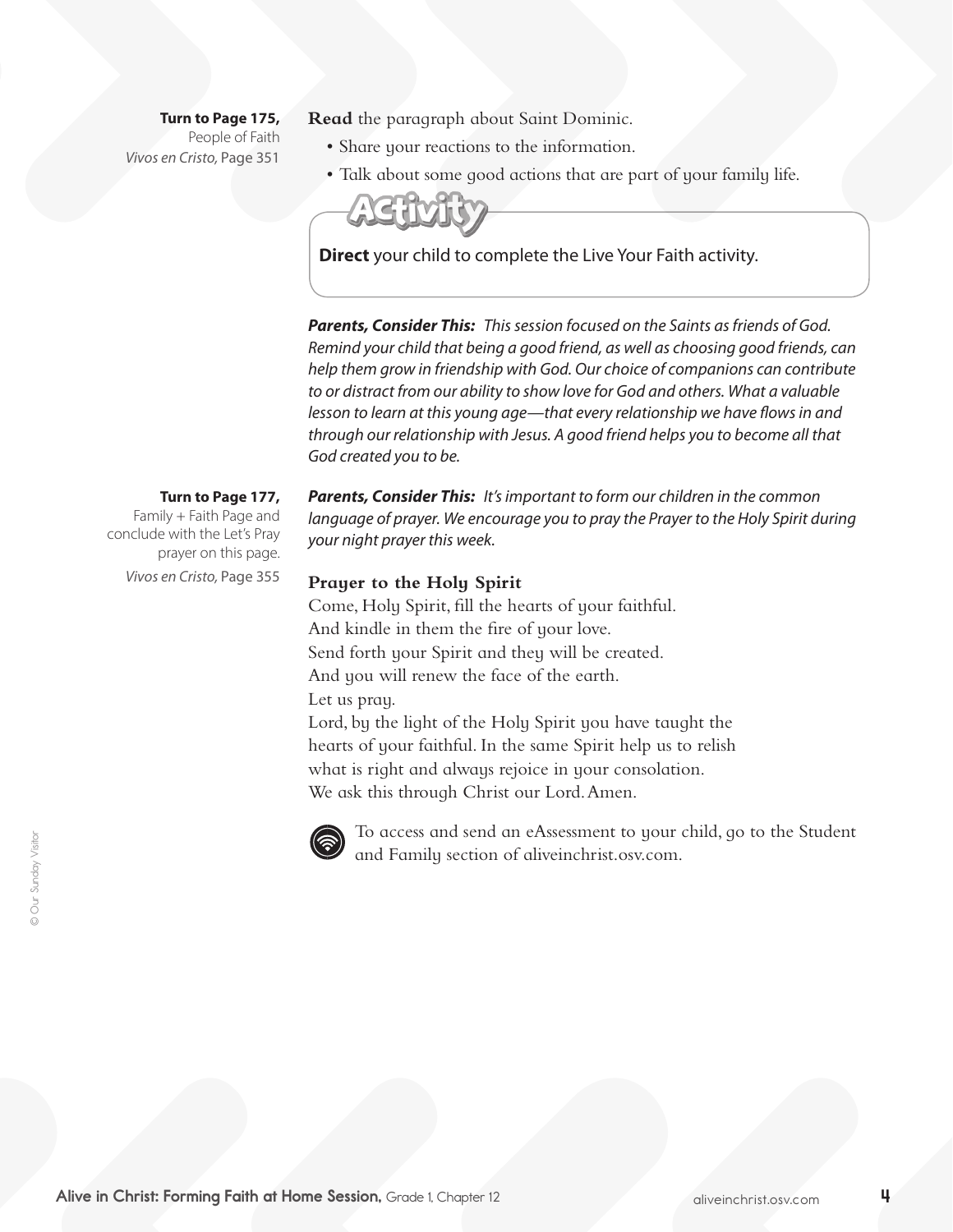**Turn to Page 175,**
People of Faith
*Vivos en Cristo,* Page 351

**Read** the paragraph about Saint Dominic.

- Share your reactions to the information.
- Talk about some good actions that are part of your family life.

**Activity**

**Direct** your child to complete the Live Your Faith activity.

***Parents, Consider This:*** *This session focused on the Saints as friends of God. Remind your child that being a good friend, as well as choosing good friends, can help them grow in friendship with God. Our choice of companions can contribute to or distract from our ability to show love for God and others. What a valuable lesson to learn at this young age—that every relationship we have flows in and through our relationship with Jesus. A good friend helps you to become all that God created you to be.*

**Turn to Page 177,**
Family + Faith Page and conclude with the Let's Pray prayer on this page.
*Vivos en Cristo,* Page 355

***Parents, Consider This:*** *It's important to form our children in the common language of prayer. We encourage you to pray the Prayer to the Holy Spirit during your night prayer this week.*

**Prayer to the Holy Spirit**

Come, Holy Spirit, fill the hearts of your faithful.
And kindle in them the fire of your love.
Send forth your Spirit and they will be created.
And you will renew the face of the earth.
Let us pray.
Lord, by the light of the Holy Spirit you have taught the hearts of your faithful. In the same Spirit help us to relish what is right and always rejoice in your consolation.
We ask this through Christ our Lord. Amen.

To access and send an eAssessment to your child, go to the Student and Family section of aliveinchrist.osv.com.